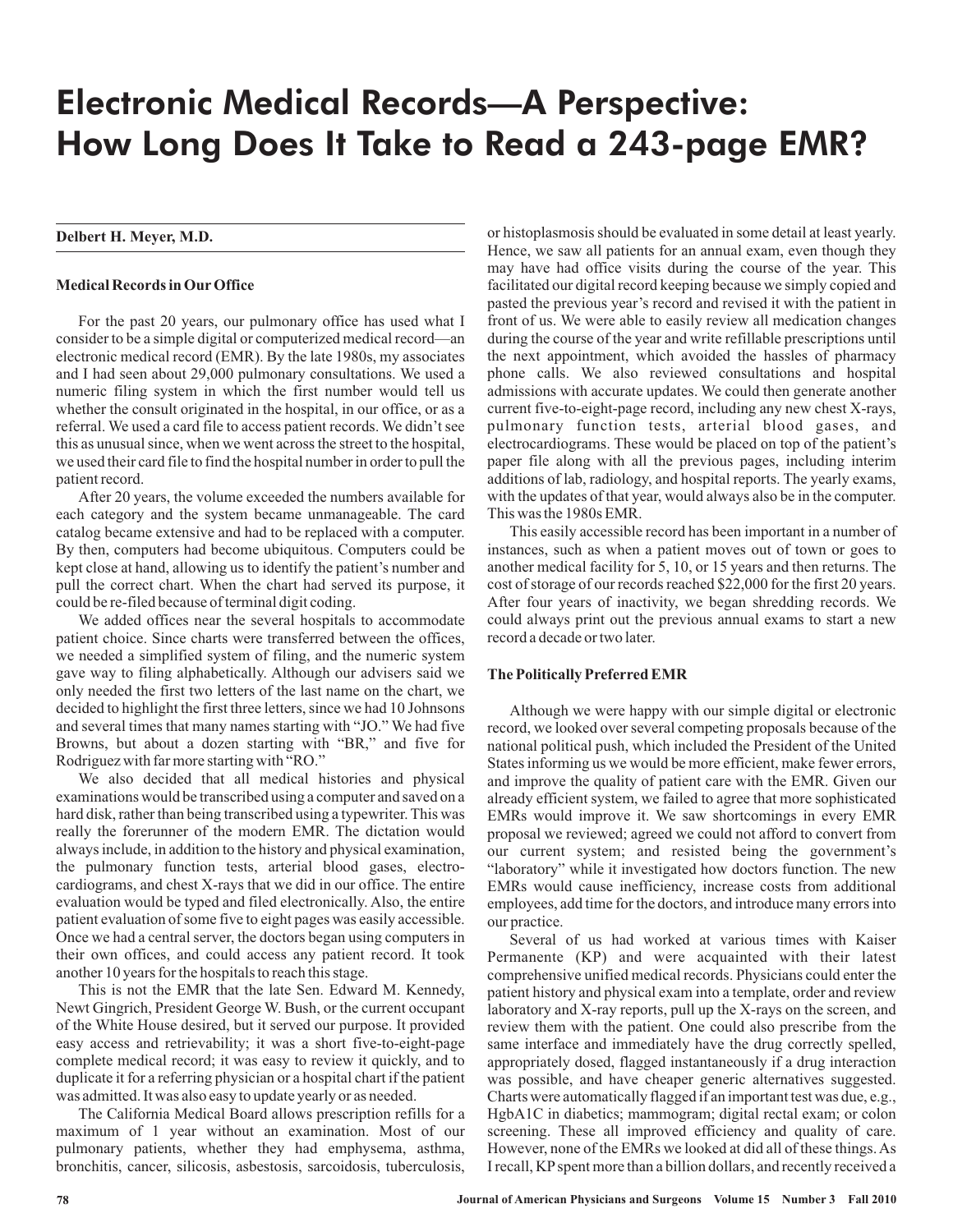# Electronic Medical Records—A Perspective: How Long Does It Take to Read a 243-page EMR?

**Delbert H. Meyer, M.D.**

### Medical Records in Our Office

For the past 20 years, our pulmonary office has used what I consider to be a simple digital or computerized medical record—an electronic medical record (EMR). By the late 1980s, my associates and I had seen about 29,000 pulmonary consultations. We used a numeric filing system in which the first number would tell us whether the consult originated in the hospital, in our office, or as a referral. We used a card file to access patient records. We didn't see this as unusual since, when we went across the street to the hospital, we used their card file to find the hospital number in order to pull the patient record.

After 20 years, the volume exceeded the numbers available for each category and the system became unmanageable. The card catalog became extensive and had to be replaced with a computer. By then, computers had become ubiquitous. Computers could be kept close at hand, allowing us to identify the patient's number and pull the correct chart. When the chart had served its purpose, it could be re-filed because of terminal digit coding.

We added offices near the several hospitals to accommodate patient choice. Since charts were transferred between the offices, we needed a simplified system of filing, and the numeric system gave way to filing alphabetically. Although our advisers said we only needed the first two letters of the last name on the chart, we decided to highlight the first three letters, since we had 10 Johnsons and several times that many names starting with "JO." We had five Browns, but about a dozen starting with "BR," and five for Rodriguez with far more starting with "RO."

We also decided that all medical histories and physical examinations would be transcribed using a computer and saved on a hard disk, rather than being transcribed using a typewriter. This was really the forerunner of the modern EMR. The dictation would always include, in addition to the history and physical examination, the pulmonary function tests, arterial blood gases, electrocardiograms, and chest X-rays that we did in our office. The entire evaluation would be typed and filed electronically. Also, the entire patient evaluation of some five to eight pages was easily accessible. Once we had a central server, the doctors began using computers in their own offices, and could access any patient record. It took another 10 years for the hospitals to reach this stage.

This is not the EMR that the late Sen. Edward M. Kennedy, Newt Gingrich, President George W. Bush, or the current occupant of the White House desired, but it served our purpose. It provided easy access and retrievability; it was a short five-to-eight-page complete medical record; it was easy to review it quickly, and to duplicate it for a referring physician or a hospital chart if the patient was admitted. It was also easy to update yearly or as needed.

The California Medical Board allows prescription refills for a maximum of 1 year without an examination. Most of our pulmonary patients, whether they had emphysema, asthma, bronchitis, cancer, silicosis, asbestosis, sarcoidosis, tuberculosis, or histoplasmosis should be evaluated in some detail at least yearly. Hence, we saw all patients for an annual exam, even though they may have had office visits during the course of the year. This facilitated our digital record keeping because we simply copied and pasted the previous year's record and revised it with the patient in front of us. We were able to easily review all medication changes during the course of the year and write refillable prescriptions until the next appointment, which avoided the hassles of pharmacy phone calls. We also reviewed consultations and hospital admissions with accurate updates. We could then generate another current five-to-eight-page record, including any new chest X-rays, pulmonary function tests, arterial blood gases, and electrocardiograms. These would be placed on top of the patient's paper file along with all the previous pages, including interim additions of lab, radiology, and hospital reports. The yearly exams, with the updates of that year, would always also be in the computer. This was the 1980s EMR.

This easily accessible record has been important in a number of instances, such as when a patient moves out of town or goes to another medical facility for 5, 10, or 15 years and then returns. The cost of storage of our records reached $22,000 for the first 20 years. After four years of inactivity, we began shredding records. We could always print out the previous annual exams to start a new record a decade or two later.

### The Politically Preferred EMR

Although we were happy with our simple digital or electronic record, we looked over several competing proposals because of the national political push, which included the President of the United States informing us we would be more efficient, make fewer errors, and improve the quality of patient care with the EMR. Given our already efficient system, we failed to agree that more sophisticated EMRs would improve it. We saw shortcomings in every EMR proposal we reviewed; agreed we could not afford to convert from our current system; and resisted being the government's "laboratory" while it investigated how doctors function. The new EMRs would cause inefficiency, increase costs from additional employees, add time for the doctors, and introduce many errors into our practice.

Several of us had worked at various times with Kaiser Permanente (KP) and were acquainted with their latest comprehensive unified medical records. Physicians could enter the patient history and physical exam into a template, order and review laboratory and X-ray reports, pull up the X-rays on the screen, and review them with the patient. One could also prescribe from the same interface and immediately have the drug correctly spelled, appropriately dosed, flagged instantaneously if a drug interaction was possible, and have cheaper generic alternatives suggested. Charts were automatically flagged if an important test was due, e.g., HgbA1C in diabetics; mammogram; digital rectal exam; or colon screening. These all improved efficiency and quality of care. However, none of the EMRs we looked at did all of these things. As I recall, KP spent more than a billion dollars, and recently received a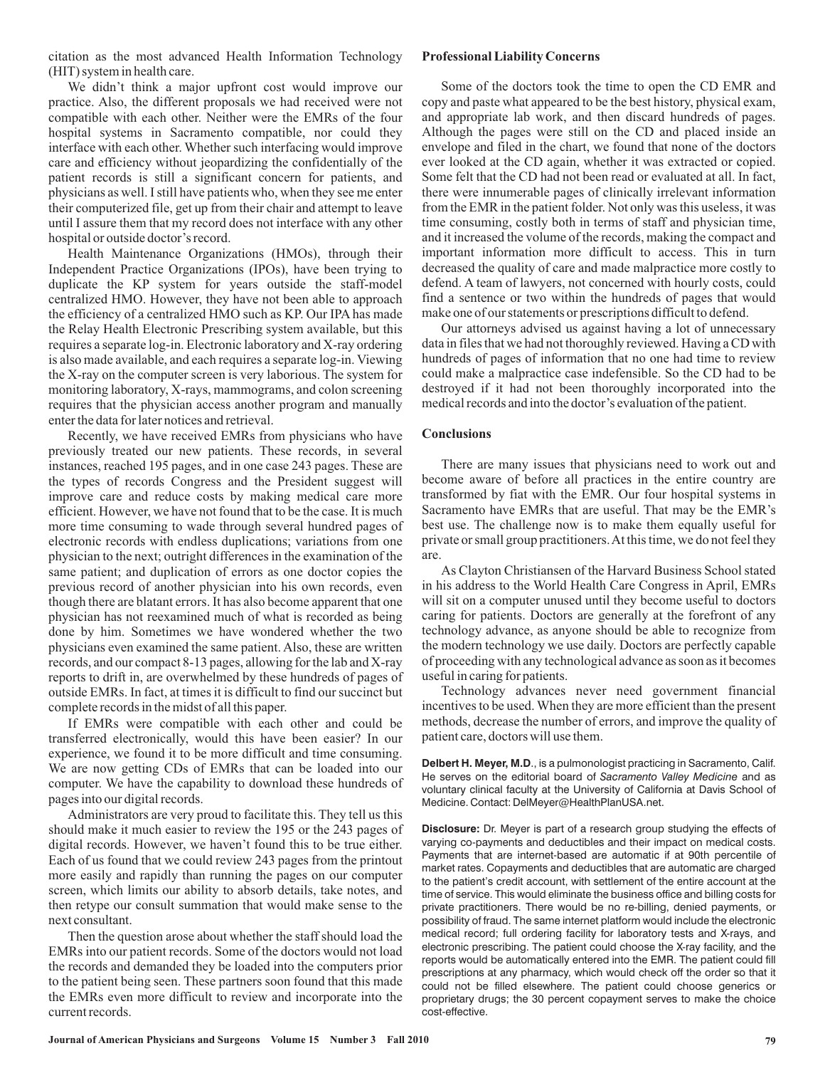citation as the most advanced Health Information Technology (HIT) system in health care.

We didn't think a major upfront cost would improve our practice. Also, the different proposals we had received were not compatible with each other. Neither were the EMRs of the four hospital systems in Sacramento compatible, nor could they interface with each other. Whether such interfacing would improve care and efficiency without jeopardizing the confidentially of the patient records is still a significant concern for patients, and physicians as well. I still have patients who, when they see me enter their computerized file, get up from their chair and attempt to leave until I assure them that my record does not interface with any other hospital or outside doctor's record.

Health Maintenance Organizations (HMOs), through their Independent Practice Organizations (IPOs), have been trying to duplicate the KP system for years outside the staff-model centralized HMO. However, they have not been able to approach the efficiency of a centralized HMO such as KP. Our IPA has made the Relay Health Electronic Prescribing system available, but this requires a separate log-in. Electronic laboratory and X-ray ordering is also made available, and each requires a separate log-in. Viewing the X-ray on the computer screen is very laborious. The system for monitoring laboratory, X-rays, mammograms, and colon screening requires that the physician access another program and manually enter the data for later notices and retrieval.

Recently, we have received EMRs from physicians who have previously treated our new patients. These records, in several instances, reached 195 pages, and in one case 243 pages. These are the types of records Congress and the President suggest will improve care and reduce costs by making medical care more efficient. However, we have not found that to be the case. It is much more time consuming to wade through several hundred pages of electronic records with endless duplications; variations from one physician to the next; outright differences in the examination of the same patient; and duplication of errors as one doctor copies the previous record of another physician into his own records, even though there are blatant errors. It has also become apparent that one physician has not reexamined much of what is recorded as being done by him. Sometimes we have wondered whether the two physicians even examined the same patient. Also, these are written records, and our compact 8-13 pages, allowing for the lab and X-ray reports to drift in, are overwhelmed by these hundreds of pages of outside EMRs. In fact, at times it is difficult to find our succinct but complete records in the midst of all this paper.

If EMRs were compatible with each other and could be transferred electronically, would this have been easier? In our experience, we found it to be more difficult and time consuming. We are now getting CDs of EMRs that can be loaded into our computer. We have the capability to download these hundreds of pages into our digital records.

Administrators are very proud to facilitate this. They tell us this should make it much easier to review the 195 or the 243 pages of digital records. However, we haven't found this to be true either. Each of us found that we could review 243 pages from the printout more easily and rapidly than running the pages on our computer screen, which limits our ability to absorb details, take notes, and then retype our consult summation that would make sense to the next consultant.

Then the question arose about whether the staff should load the EMRs into our patient records. Some of the doctors would not load the records and demanded they be loaded into the computers prior to the patient being seen. These partners soon found that this made the EMRs even more difficult to review and incorporate into the current records.

### Professional Liability Concerns

Some of the doctors took the time to open the CD EMR and copy and paste what appeared to be the best history, physical exam, and appropriate lab work, and then discard hundreds of pages. Although the pages were still on the CD and placed inside an envelope and filed in the chart, we found that none of the doctors ever looked at the CD again, whether it was extracted or copied. Some felt that the CD had not been read or evaluated at all. In fact, there were innumerable pages of clinically irrelevant information from the EMR in the patient folder. Not only was this useless, it was time consuming, costly both in terms of staff and physician time, and it increased the volume of the records, making the compact and important information more difficult to access. This in turn decreased the quality of care and made malpractice more costly to defend. A team of lawyers, not concerned with hourly costs, could find a sentence or two within the hundreds of pages that would make one of our statements or prescriptions difficult to defend.

Our attorneys advised us against having a lot of unnecessary data in files that we had not thoroughly reviewed. Having a CD with hundreds of pages of information that no one had time to review could make a malpractice case indefensible. So the CD had to be destroyed if it had not been thoroughly incorporated into the medical records and into the doctor's evaluation of the patient.

### Conclusions

There are many issues that physicians need to work out and become aware of before all practices in the entire country are transformed by fiat with the EMR. Our four hospital systems in Sacramento have EMRs that are useful. That may be the EMR's best use. The challenge now is to make them equally useful for private or small group practitioners. At this time, we do not feel they are.

As Clayton Christiansen of the Harvard Business School stated in his address to the World Health Care Congress in April, EMRs will sit on a computer unused until they become useful to doctors caring for patients. Doctors are generally at the forefront of any technology advance, as anyone should be able to recognize from the modern technology we use daily. Doctors are perfectly capable of proceeding with any technological advance as soon as it becomes useful in caring for patients.

Technology advances never need government financial incentives to be used. When they are more efficient than the present methods, decrease the number of errors, and improve the quality of patient care, doctors will use them.

**Delbert H. Meyer, M.D**., is a pulmonologist practicing in Sacramento, Calif. He serves on the editorial board of *Sacramento Valley Medicine* and as voluntary clinical faculty at the University of California at Davis School of Medicine. Contact: DelMeyer@HealthPlanUSA.net.

**Disclosure:** Dr. Meyer is part of a research group studying the effects of varying co-payments and deductibles and their impact on medical costs. Payments that are internet-based are automatic if at 90th percentile of market rates. Copayments and deductibles that are automatic are charged to the patient's credit account, with settlement of the entire account at the time of service. This would eliminate the business office and billing costs for private practitioners. There would be no re-billing, denied payments, or possibility of fraud. The same internet platform would include the electronic medical record; full ordering facility for laboratory tests and X-rays, and electronic prescribing. The patient could choose the X-ray facility, and the reports would be automatically entered into the EMR. The patient could fill prescriptions at any pharmacy, which would check off the order so that it could not be filled elsewhere. The patient could choose generics or proprietary drugs; the 30 percent copayment serves to make the choice cost-effective.